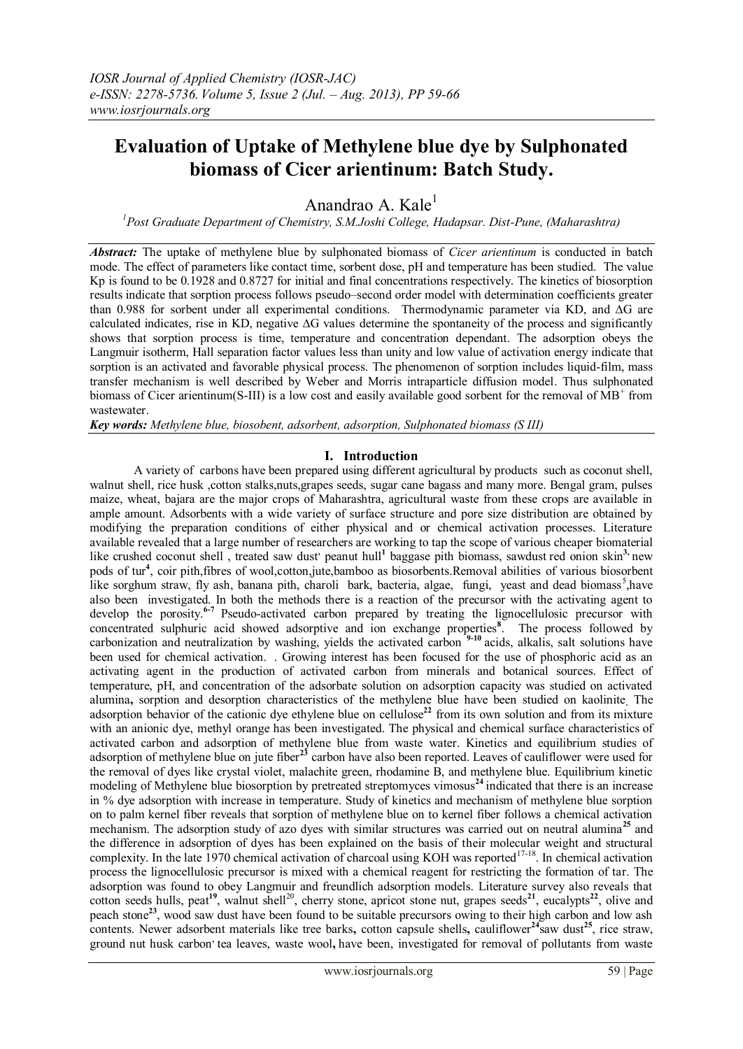# Evaluation of Uptake of Methylene blue dye by Sulphonated biomass of Cicer arientinum: Batch Study.

Anandrao A. Kale[1]

[1]Post Graduate Department of Chemistry, S.M.Joshi College, Hadapsar. Dist-Pune, (Maharashtra)

***Abstract:*** The uptake of methylene blue by sulphonated biomass of *Cicer arientinum* is conducted in batch mode. The effect of parameters like contact time, sorbent dose, pH and temperature has been studied. The value Kp is found to be 0.1928 and 0.8727 for initial and final concentrations respectively. The kinetics of biosorption results indicate that sorption process follows pseudo–second order model with determination coefficients greater than 0.988 for sorbent under all experimental conditions. Thermodynamic parameter via KD, and $\Delta G$ are calculated indicates, rise in KD, negative $\Delta G$ values determine the spontaneity of the process and significantly shows that sorption process is time, temperature and concentration dependant. The adsorption obeys the Langmuir isotherm, Hall separation factor values less than unity and low value of activation energy indicate that sorption is an activated and favorable physical process. The phenomenon of sorption includes liquid-film, mass transfer mechanism is well described by Weber and Morris intraparticle diffusion model. Thus sulphonated biomass of Cicer arientinum(S-III) is a low cost and easily available good sorbent for the removal of $MB^+$ from wastewater.

***Key words:*** *Methylene blue, biosobent, adsorbent, adsorption, Sulphonated biomass (S III)*

## I. Introduction

A variety of carbons have been prepared using different agricultural by products such as coconut shell, walnut shell, rice husk ,cotton stalks,nuts,grapes seeds, sugar cane bagass and many more. Bengal gram, pulses maize, wheat, bajara are the major crops of Maharashtra, agricultural waste from these crops are available in ample amount. Adsorbents with a wide variety of surface structure and pore size distribution are obtained by modifying the preparation conditions of either physical and or chemical activation processes. Literature available revealed that a large number of researchers are working to tap the scope of various cheaper biomaterial like crushed coconut shell , treated saw dust' peanut hull[1] baggase pith biomass, sawdust red onion skin[3,] new pods of tur[4], coir pith,fibres of wool,cotton,jute,bamboo as biosorbents.Removal abilities of various biosorbent like sorghum straw, fly ash, banana pith, charoli bark, bacteria, algae, fungi, yeast and dead biomass[5],have also been investigated. In both the methods there is a reaction of the precursor with the activating agent to develop the porosity.[6-7] Pseudo-activated carbon prepared by treating the lignocellulosic precursor with concentrated sulphuric acid showed adsorptive and ion exchange properties[8]. The process followed by carbonization and neutralization by washing, yields the activated carbon [9-10] acids, alkalis, salt solutions have been used for chemical activation. . Growing interest has been focused for the use of phosphoric acid as an activating agent in the production of activated carbon from minerals and botanical sources. Effect of temperature, pH, and concentration of the adsorbate solution on adsorption capacity was studied on activated alumina**,** sorption and desorption characteristics of the methylene blue have been studied on kaolinite. The adsorption behavior of the cationic dye ethylene blue on cellulose[22] from its own solution and from its mixture with an anionic dye, methyl orange has been investigated. The physical and chemical surface characteristics of activated carbon and adsorption of methylene blue from waste water. Kinetics and equilibrium studies of adsorption of methylene blue on jute fiber[23] carbon have also been reported. Leaves of cauliflower were used for the removal of dyes like crystal violet, malachite green, rhodamine B, and methylene blue. Equilibrium kinetic modeling of Methylene blue biosorption by pretreated streptomyces vimosus[24] indicated that there is an increase in % dye adsorption with increase in temperature. Study of kinetics and mechanism of methylene blue sorption on to palm kernel fiber reveals that sorption of methylene blue on to kernel fiber follows a chemical activation mechanism. The adsorption study of azo dyes with similar structures was carried out on neutral alumina[25] and the difference in adsorption of dyes has been explained on the basis of their molecular weight and structural complexity. In the late 1970 chemical activation of charcoal using KOH was reported[17-18]. In chemical activation process the lignocellulosic precursor is mixed with a chemical reagent for restricting the formation of tar. The adsorption was found to obey Langmuir and freundlich adsorption models. Literature survey also reveals that cotton seeds hulls, peat[19], walnut shell[20], cherry stone, apricot stone nut, grapes seeds[21], eucalypts[22], olive and peach stone[23], wood saw dust have been found to be suitable precursors owing to their high carbon and low ash contents. Newer adsorbent materials like tree barks**,** cotton capsule shells**,** cauliflower[24]saw dust[25], rice straw, ground nut husk carbon' tea leaves, waste wool**,** have been, investigated for removal of pollutants from waste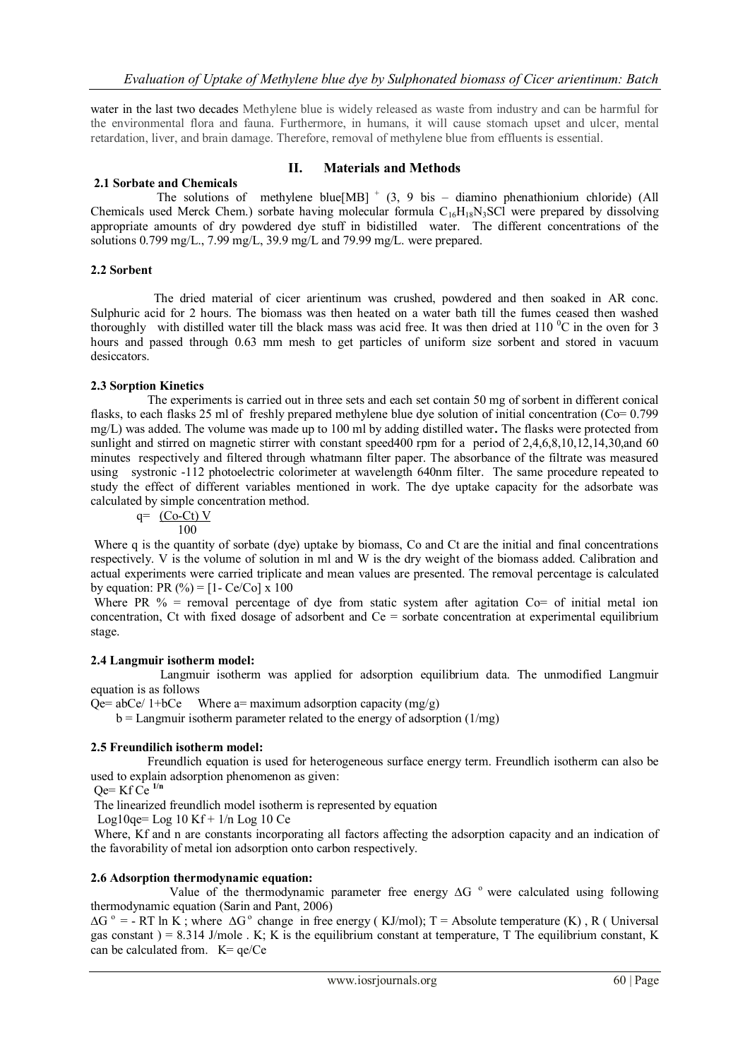water in the last two decades Methylene blue is widely released as waste from industry and can be harmful for the environmental flora and fauna. Furthermore, in humans, it will cause stomach upset and ulcer, mental retardation, liver, and brain damage. Therefore, removal of methylene blue from effluents is essential.

## II. Materials and Methods

### 2.1 Sorbate and Chemicals

The solutions of methylene blue$[MB]^+$ (3, 9 bis – diamino phenathionium chloride) (All Chemicals used Merck Chem.) sorbate having molecular formula $C_{16}H_{18}N_3SCl$ were prepared by dissolving appropriate amounts of dry powdered dye stuff in bidistilled water. The different concentrations of the solutions 0.799 mg/L., 7.99 mg/L, 39.9 mg/L and 79.99 mg/L. were prepared.

### 2.2 Sorbent

The dried material of cicer arientinum was crushed, powdered and then soaked in AR conc. Sulphuric acid for 2 hours. The biomass was then heated on a water bath till the fumes ceased then washed thoroughly with distilled water till the black mass was acid free. It was then dried at 110 $^0$C in the oven for 3 hours and passed through 0.63 mm mesh to get particles of uniform size sorbent and stored in vacuum desiccators.

### 2.3 Sorption Kinetics

The experiments is carried out in three sets and each set contain 50 mg of sorbent in different conical flasks, to each flasks 25 ml of freshly prepared methylene blue dye solution of initial concentration (Co= 0.799 mg/L) was added. The volume was made up to 100 ml by adding distilled water. The flasks were protected from sunlight and stirred on magnetic stirrer with constant speed400 rpm for a period of 2,4,6,8,10,12,14,30,and 60 minutes respectively and filtered through whatmann filter paper. The absorbance of the filtrate was measured using systronic -112 photoelectric colorimeter at wavelength 640nm filter. The same procedure repeated to study the effect of different variables mentioned in work. The dye uptake capacity for the adsorbate was calculated by simple concentration method.

$$q = \frac{(Co-Ct)\,V}{100}$$

Where q is the quantity of sorbate (dye) uptake by biomass, Co and Ct are the initial and final concentrations respectively. V is the volume of solution in ml and W is the dry weight of the biomass added. Calibration and actual experiments were carried triplicate and mean values are presented. The removal percentage is calculated by equation: PR (%) = [1- Ce/Co] x 100

Where PR % = removal percentage of dye from static system after agitation Co= of initial metal ion concentration, Ct with fixed dosage of adsorbent and Ce = sorbate concentration at experimental equilibrium stage.

### 2.4 Langmuir isotherm model:

Langmuir isotherm was applied for adsorption equilibrium data. The unmodified Langmuir equation is as follows

Qe= abCe/ 1+bCe  Where a= maximum adsorption capacity (mg/g)

b = Langmuir isotherm parameter related to the energy of adsorption (1/mg)

### 2.5 Freundilich isotherm model:

Freundlich equation is used for heterogeneous surface energy term. Freundlich isotherm can also be used to explain adsorption phenomenon as given:

$Qe = Kf\,Ce^{1/n}$

The linearized freundlich model isotherm is represented by equation

$\text{Log}_{10}qe = \text{Log}_{10} Kf + 1/n\ \text{Log}_{10} Ce$

Where, Kf and n are constants incorporating all factors affecting the adsorption capacity and an indication of the favorability of metal ion adsorption onto carbon respectively.

### 2.6 Adsorption thermodynamic equation:

Value of the thermodynamic parameter free energy $\Delta G^o$ were calculated using following thermodynamic equation (Sarin and Pant, 2006)

$\Delta G^o = -RT \ln K$ ; where $\Delta G^o$ change in free energy ( KJ/mol); T = Absolute temperature (K) , R ( Universal gas constant ) = 8.314 J/mole . K; K is the equilibrium constant at temperature, T The equilibrium constant, K can be calculated from. K= qe/Ce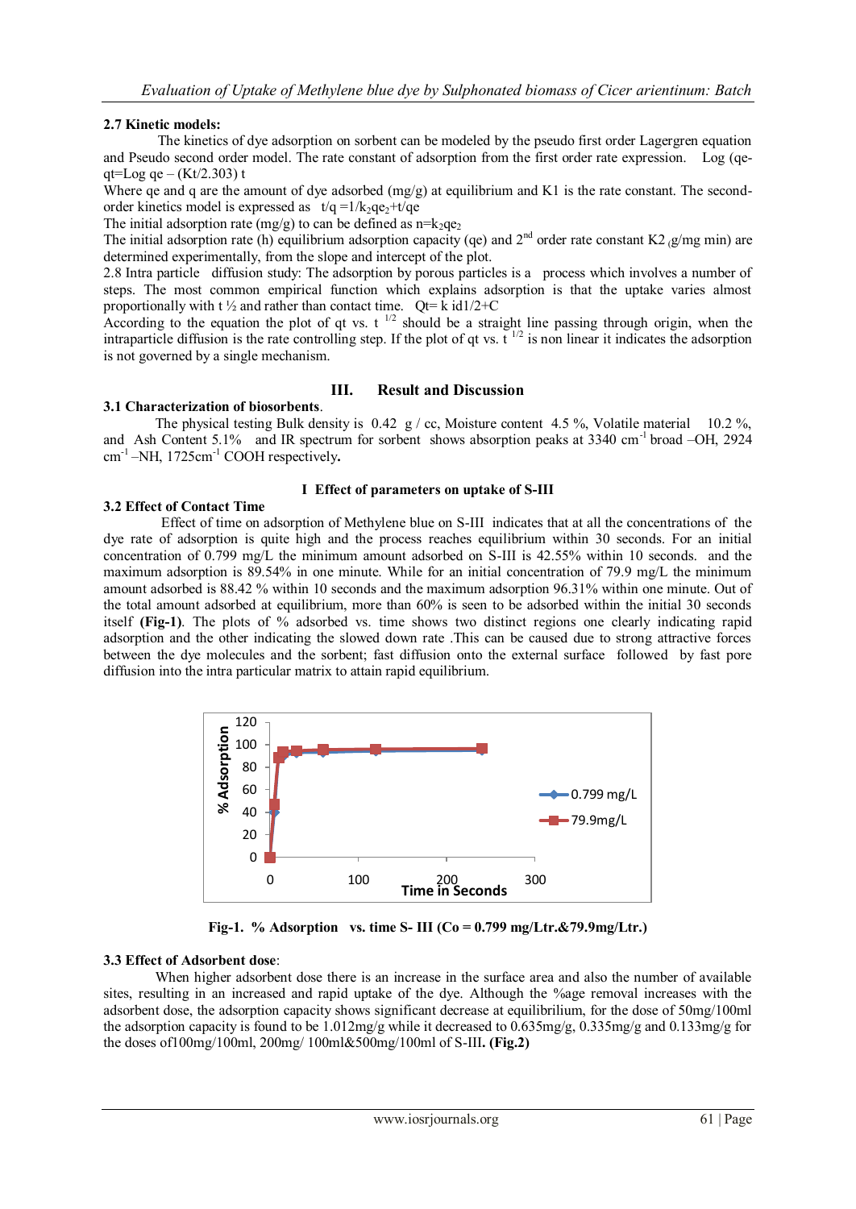**2.7 Kinetic models:**

The kinetics of dye adsorption on sorbent can be modeled by the pseudo first order Lagergren equation and Pseudo second order model. The rate constant of adsorption from the first order rate expression. $\text{Log}(qe-qt)=\text{Log}\ qe-(Kt/2.303)\ t$

Where qe and q are the amount of dye adsorbed (mg/g) at equilibrium and K1 is the rate constant. The second-order kinetics model is expressed as $t/q = 1/k_2qe_2 + t/qe$

The initial adsorption rate (mg/g) to can be defined as $n=k_2qe_2$

The initial adsorption rate (h) equilibrium adsorption capacity (qe) and 2[nd] order rate constant K2 (g/mg min) are determined experimentally, from the slope and intercept of the plot.

2.8 Intra particle diffusion study: The adsorption by porous particles is a process which involves a number of steps. The most common empirical function which explains adsorption is that the uptake varies almost proportionally with t ½ and rather than contact time. $Qt= k\ id1/2+C$

According to the equation the plot of qt vs. $t^{1/2}$ should be a straight line passing through origin, when the intraparticle diffusion is the rate controlling step. If the plot of qt vs. $t^{1/2}$ is non linear it indicates the adsorption is not governed by a single mechanism.

## III. Result and Discussion

**3.1 Characterization of biosorbents**.

The physical testing Bulk density is 0.42 g / cc, Moisture content 4.5 %, Volatile material 10.2 %, and Ash Content 5.1% and IR spectrum for sorbent shows absorption peaks at 3340 $cm^{-1}$ broad –OH, 2924 $cm^{-1}$ –NH, 1725$cm^{-1}$ COOH respectively**.**

**I Effect of parameters on uptake of S-III**

**3.2 Effect of Contact Time**

Effect of time on adsorption of Methylene blue on S-III indicates that at all the concentrations of the dye rate of adsorption is quite high and the process reaches equilibrium within 30 seconds. For an initial concentration of 0.799 mg/L the minimum amount adsorbed on S-III is 42.55% within 10 seconds. and the maximum adsorption is 89.54% in one minute. While for an initial concentration of 79.9 mg/L the minimum amount adsorbed is 88.42 % within 10 seconds and the maximum adsorption 96.31% within one minute. Out of the total amount adsorbed at equilibrium, more than 60% is seen to be adsorbed within the initial 30 seconds itself **(Fig-1)**. The plots of % adsorbed vs. time shows two distinct regions one clearly indicating rapid adsorption and the other indicating the slowed down rate .This can be caused due to strong attractive forces between the dye molecules and the sorbent; fast diffusion onto the external surface followed by fast pore diffusion into the intra particular matrix to attain rapid equilibrium.

**Fig-1. % Adsorption vs. time S- III (Co = 0.799 mg/Ltr.&79.9mg/Ltr.)**

**3.3 Effect of Adsorbent dose**:

When higher adsorbent dose there is an increase in the surface area and also the number of available sites, resulting in an increased and rapid uptake of the dye. Although the %age removal increases with the adsorbent dose, the adsorption capacity shows significant decrease at equilibrilium, for the dose of 50mg/100ml the adsorption capacity is found to be 1.012mg/g while it decreased to 0.635mg/g, 0.335mg/g and 0.133mg/g for the doses of100mg/100ml, 200mg/ 100ml&500mg/100ml of S-III**. (Fig.2)**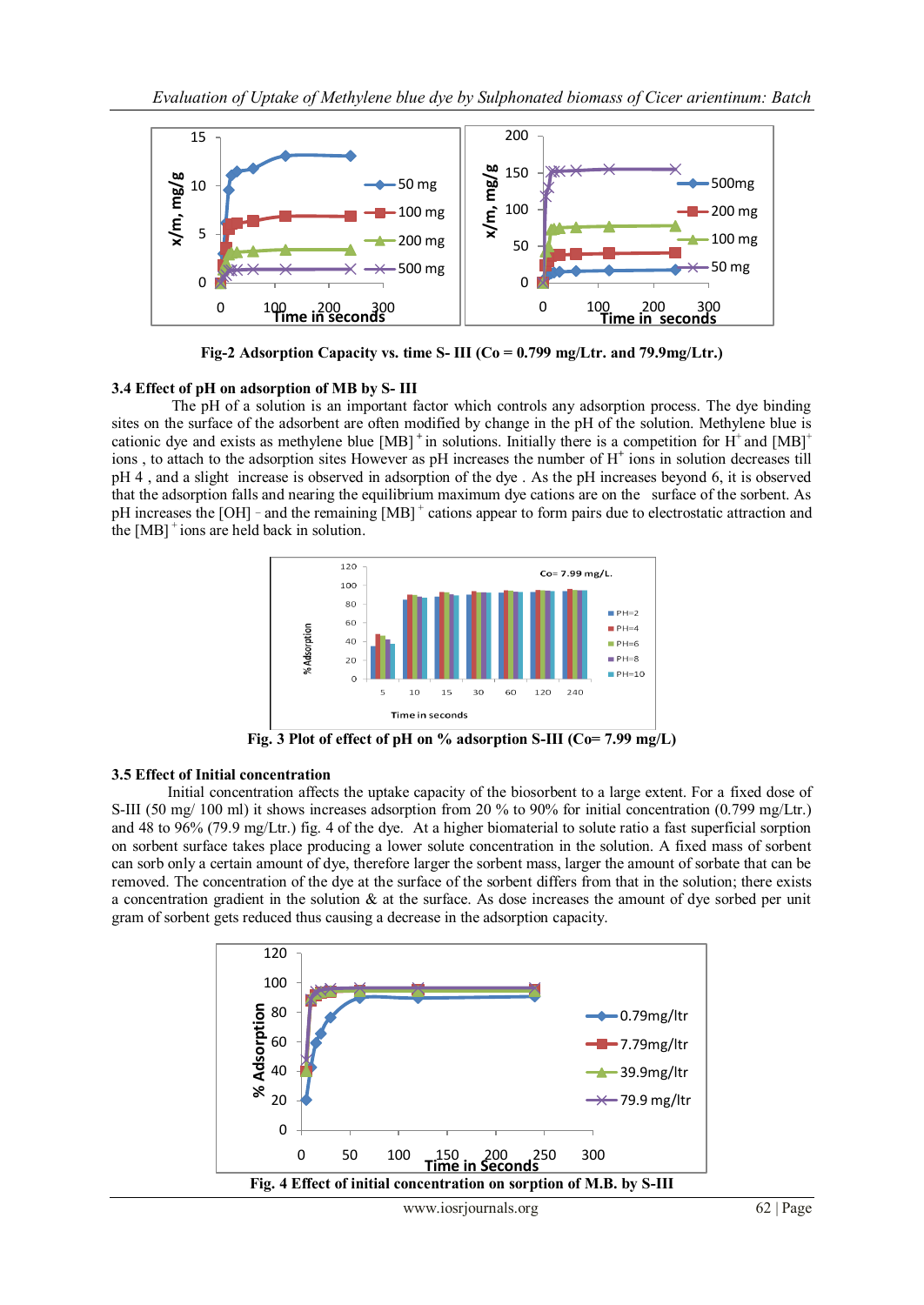Fig-2 Adsorption Capacity vs. time S- III (Co = 0.799 mg/Ltr. and 79.9mg/Ltr.)

### 3.4 Effect of pH on adsorption of MB by S- III

The pH of a solution is an important factor which controls any adsorption process. The dye binding sites on the surface of the adsorbent are often modified by change in the pH of the solution. Methylene blue is cationic dye and exists as methylene blue $[MB]^+$ in solutions. Initially there is a competition for $H^+$ and $[MB]^+$ ions , to attach to the adsorption sites However as pH increases the number of $H^+$ ions in solution decreases till pH 4 , and a slight increase is observed in adsorption of the dye . As the pH increases beyond 6, it is observed that the adsorption falls and nearing the equilibrium maximum dye cations are on the surface of the sorbent. As pH increases the $[OH]^-$ and the remaining $[MB]^+$ cations appear to form pairs due to electrostatic attraction and the $[MB]^+$ ions are held back in solution.

Fig. 3 Plot of effect of pH on % adsorption S-III (Co= 7.99 mg/L)

### 3.5 Effect of Initial concentration

Initial concentration affects the uptake capacity of the biosorbent to a large extent. For a fixed dose of S-III (50 mg/ 100 ml) it shows increases adsorption from 20 % to 90% for initial concentration (0.799 mg/Ltr.) and 48 to 96% (79.9 mg/Ltr.) fig. 4 of the dye. At a higher biomaterial to solute ratio a fast superficial sorption on sorbent surface takes place producing a lower solute concentration in the solution. A fixed mass of sorbent can sorb only a certain amount of dye, therefore larger the sorbent mass, larger the amount of sorbate that can be removed. The concentration of the dye at the surface of the sorbent differs from that in the solution; there exists a concentration gradient in the solution & at the surface. As dose increases the amount of dye sorbed per unit gram of sorbent gets reduced thus causing a decrease in the adsorption capacity.

Fig. 4 Effect of initial concentration on sorption of M.B. by S-III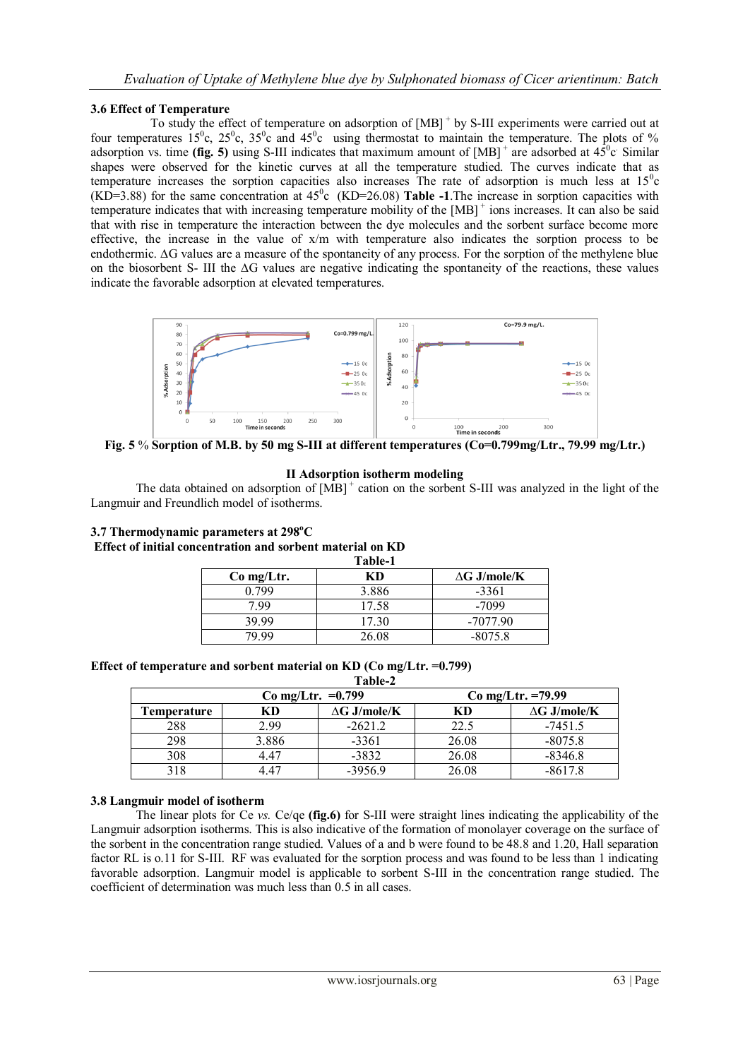### 3.6 Effect of Temperature

To study the effect of temperature on adsorption of $[MB]^+$ by S-III experiments were carried out at four temperatures $15^0$c, $25^0$c, $35^0$c and $45^0$c using thermostat to maintain the temperature. The plots of % adsorption vs. time **(fig. 5)** using S-III indicates that maximum amount of $[MB]^+$ are adsorbed at $45^0$c. Similar shapes were observed for the kinetic curves at all the temperature studied. The curves indicate that as temperature increases the sorption capacities also increases The rate of adsorption is much less at $15^0$c (KD=3.88) for the same concentration at $45^0$c (KD=26.08) **Table -1**.The increase in sorption capacities with temperature indicates that with increasing temperature mobility of the $[MB]^+$ ions increases. It can also be said that with rise in temperature the interaction between the dye molecules and the sorbent surface become more effective, the increase in the value of x/m with temperature also indicates the sorption process to be endothermic. ΔG values are a measure of the spontaneity of any process. For the sorption of the methylene blue on the biosorbent S- III the ΔG values are negative indicating the spontaneity of the reactions, these values indicate the favorable adsorption at elevated temperatures.

**Fig. 5** % **Sorption of M.B. by 50 mg S-III at different temperatures (Co=0.799mg/Ltr., 79.99 mg/Ltr.)**

#### II Adsorption isotherm modeling

The data obtained on adsorption of $[MB]^+$ cation on the sorbent S-III was analyzed in the light of the Langmuir and Freundlich model of isotherms.

### 3.7 Thermodynamic parameters at 298°C

**Effect of initial concentration and sorbent material on KD**

**Table-1**

| Co mg/Ltr. | KD | ΔG J/mole/K |
|---|---|---|
| 0.799 | 3.886 | -3361 |
| 7.99 | 17.58 | -7099 |
| 39.99 | 17.30 | -7077.90 |
| 79.99 | 26.08 | -8075.8 |

**Effect of temperature and sorbent material on KD (Co mg/Ltr. =0.799)**

**Table-2**

| | Co mg/Ltr. =0.799 | | Co mg/Ltr. =79.99 | |
|---|---|---|---|---|
| **Temperature** | **KD** | **ΔG J/mole/K** | **KD** | **ΔG J/mole/K** |
| 288 | 2.99 | -2621.2 | 22.5 | -7451.5 |
| 298 | 3.886 | -3361 | 26.08 | -8075.8 |
| 308 | 4.47 | -3832 | 26.08 | -8346.8 |
| 318 | 4.47 | -3956.9 | 26.08 | -8617.8 |

### 3.8 Langmuir model of isotherm

The linear plots for Ce *vs.* Ce/qe **(fig.6)** for S-III were straight lines indicating the applicability of the Langmuir adsorption isotherms. This is also indicative of the formation of monolayer coverage on the surface of the sorbent in the concentration range studied. Values of a and b were found to be 48.8 and 1.20, Hall separation factor RL is o.11 for S-III. RF was evaluated for the sorption process and was found to be less than 1 indicating favorable adsorption. Langmuir model is applicable to sorbent S-III in the concentration range studied. The coefficient of determination was much less than 0.5 in all cases.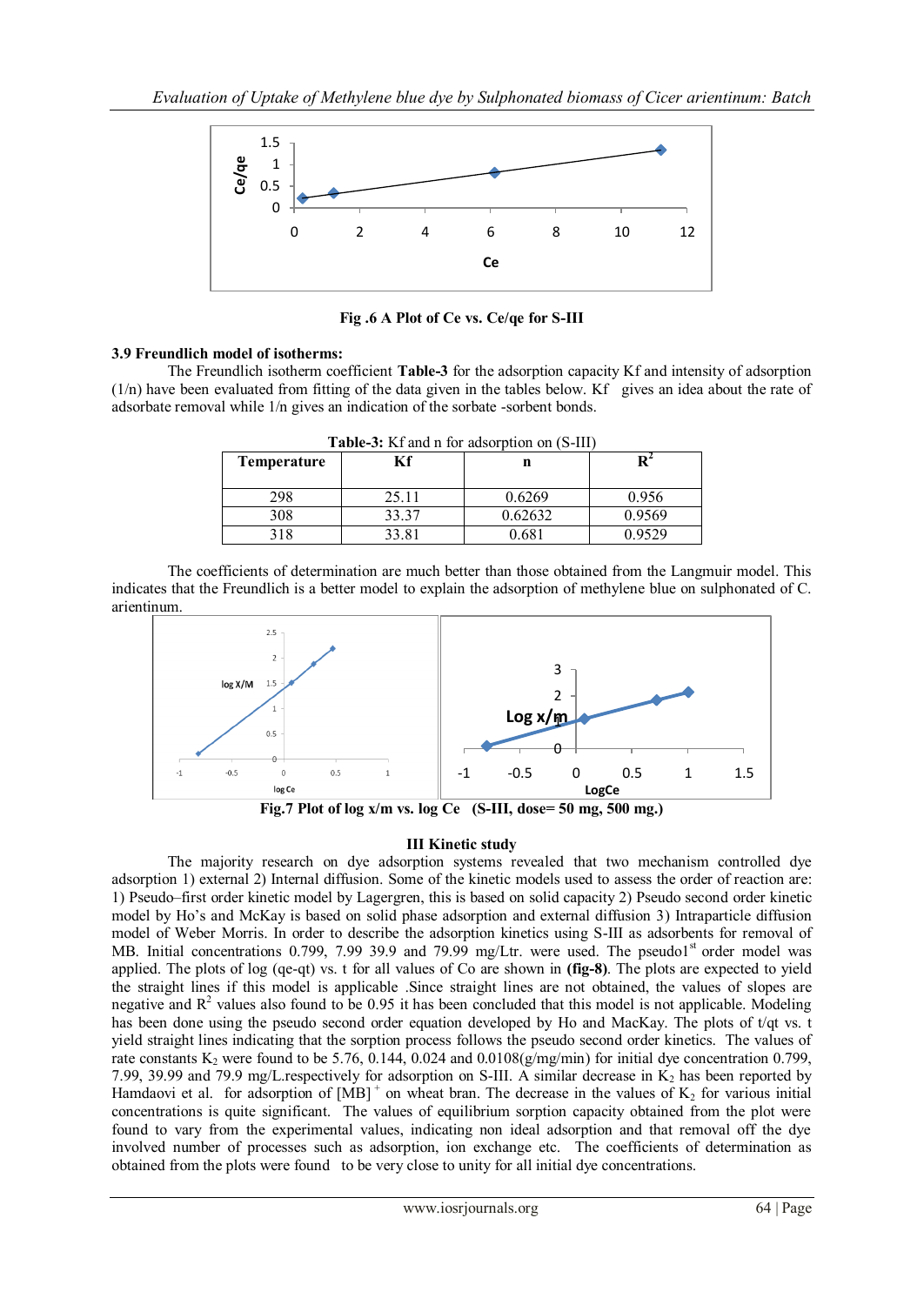Fig .6 A Plot of Ce vs. Ce/qe for S-III

### 3.9 Freundlich model of isotherms:

The Freundlich isotherm coefficient **Table-3** for the adsorption capacity Kf and intensity of adsorption (1/n) have been evaluated from fitting of the data given in the tables below. Kf gives an idea about the rate of adsorbate removal while 1/n gives an indication of the sorbate -sorbent bonds.

**Table-3:** Kf and n for adsorption on (S-III)

| Temperature | Kf | n | $R^2$ |
|---|---|---|---|
| 298 | 25.11 | 0.6269 | 0.956 |
| 308 | 33.37 | 0.62632 | 0.9569 |
| 318 | 33.81 | 0.681 | 0.9529 |

The coefficients of determination are much better than those obtained from the Langmuir model. This indicates that the Freundlich is a better model to explain the adsorption of methylene blue on sulphonated of C. arientinum.

**Fig.7 Plot of log x/m vs. log Ce (S-III, dose= 50 mg, 500 mg.)**

## III Kinetic study

The majority research on dye adsorption systems revealed that two mechanism controlled dye adsorption 1) external 2) Internal diffusion. Some of the kinetic models used to assess the order of reaction are: 1) Pseudo–first order kinetic model by Lagergren, this is based on solid capacity 2) Pseudo second order kinetic model by Ho's and McKay is based on solid phase adsorption and external diffusion 3) Intraparticle diffusion model of Weber Morris. In order to describe the adsorption kinetics using S-III as adsorbents for removal of MB. Initial concentrations 0.799, 7.99 39.9 and 79.99 mg/Ltr. were used. The pseudo1$^{st}$ order model was applied. The plots of log (qe-qt) vs. t for all values of Co are shown in **(fig-8)**. The plots are expected to yield the straight lines if this model is applicable .Since straight lines are not obtained, the values of slopes are negative and $R^2$ values also found to be 0.95 it has been concluded that this model is not applicable. Modeling has been done using the pseudo second order equation developed by Ho and MacKay. The plots of t/qt vs. t yield straight lines indicating that the sorption process follows the pseudo second order kinetics. The values of rate constants $K_2$ were found to be 5.76, 0.144, 0.024 and 0.0108(g/mg/min) for initial dye concentration 0.799, 7.99, 39.99 and 79.9 mg/L.respectively for adsorption on S-III. A similar decrease in $K_2$ has been reported by Hamdaovi et al. for adsorption of $[MB]^+$ on wheat bran. The decrease in the values of $K_2$ for various initial concentrations is quite significant. The values of equilibrium sorption capacity obtained from the plot were found to vary from the experimental values, indicating non ideal adsorption and that removal off the dye involved number of processes such as adsorption, ion exchange etc. The coefficients of determination as obtained from the plots were found to be very close to unity for all initial dye concentrations.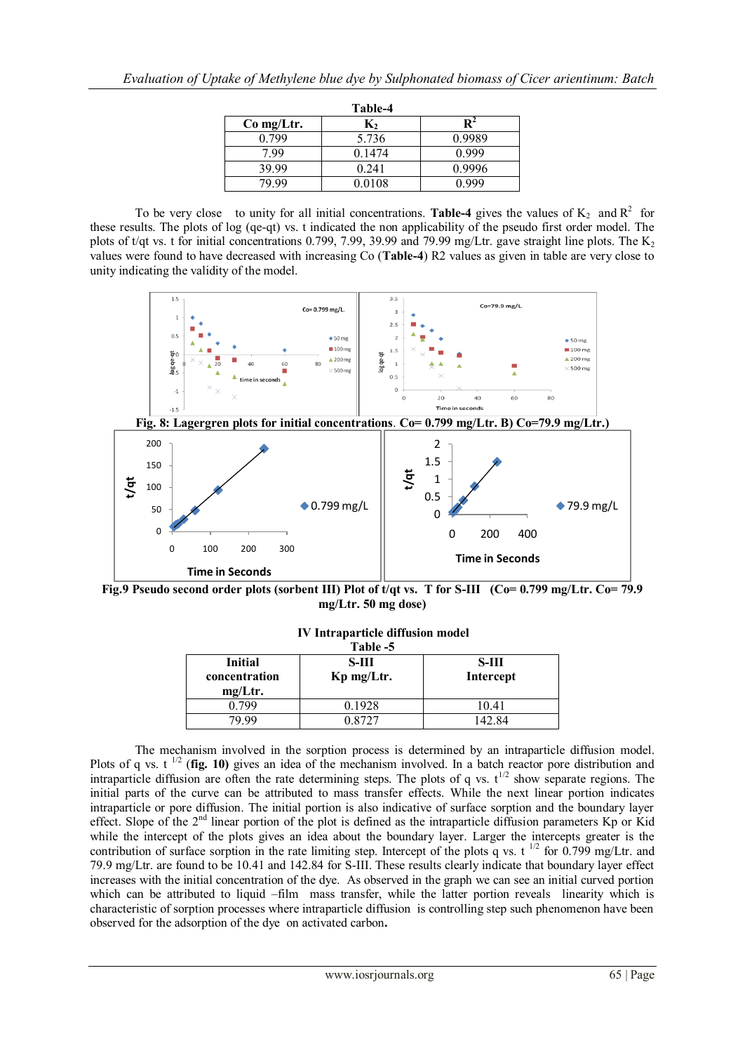Table-4

| Co mg/Ltr. | $K_2$ | $R^2$ |
|---|---|---|
| 0.799 | 5.736 | 0.9989 |
| 7.99 | 0.1474 | 0.999 |
| 39.99 | 0.241 | 0.9996 |
| 79.99 | 0.0108 | 0.999 |

To be very close to unity for all initial concentrations. **Table-4** gives the values of $K_2$ and $R^2$ for these results. The plots of log (qe-qt) vs. t indicated the non applicability of the pseudo first order model. The plots of t/qt vs. t for initial concentrations 0.799, 7.99, 39.99 and 79.99 mg/Ltr. gave straight line plots. The $K_2$ values were found to have decreased with increasing Co (**Table-4**) R2 values as given in table are very close to unity indicating the validity of the model.

**Fig. 8: Lagergren plots for initial concentrations. Co= 0.799 mg/Ltr. B) Co=79.9 mg/Ltr.)**

**Fig.9 Pseudo second order plots (sorbent III) Plot of t/qt vs. T for S-III (Co= 0.799 mg/Ltr. Co= 79.9 mg/Ltr. 50 mg dose)**

**IV Intraparticle diffusion model**

**Table -5**

| Initial concentration mg/Ltr. | S-III Kp mg/Ltr. | S-III Intercept |
|---|---|---|
| 0.799 | 0.1928 | 10.41 |
| 79.99 | 0.8727 | 142.84 |

The mechanism involved in the sorption process is determined by an intraparticle diffusion model. Plots of q vs. $t^{1/2}$ (**fig. 10**) gives an idea of the mechanism involved. In a batch reactor pore distribution and intraparticle diffusion are often the rate determining steps. The plots of q vs. $t^{1/2}$ show separate regions. The initial parts of the curve can be attributed to mass transfer effects. While the next linear portion indicates intraparticle or pore diffusion. The initial portion is also indicative of surface sorption and the boundary layer effect. Slope of the 2nd linear portion of the plot is defined as the intraparticle diffusion parameters Kp or Kid while the intercept of the plots gives an idea about the boundary layer. Larger the intercepts greater is the contribution of surface sorption in the rate limiting step. Intercept of the plots q vs. $t^{1/2}$ for 0.799 mg/Ltr. and 79.9 mg/Ltr. are found to be 10.41 and 142.84 for S-III. These results clearly indicate that boundary layer effect increases with the initial concentration of the dye. As observed in the graph we can see an initial curved portion which can be attributed to liquid –film mass transfer, while the latter portion reveals linearity which is characteristic of sorption processes where intraparticle diffusion is controlling step such phenomenon have been observed for the adsorption of the dye on activated carbon**.**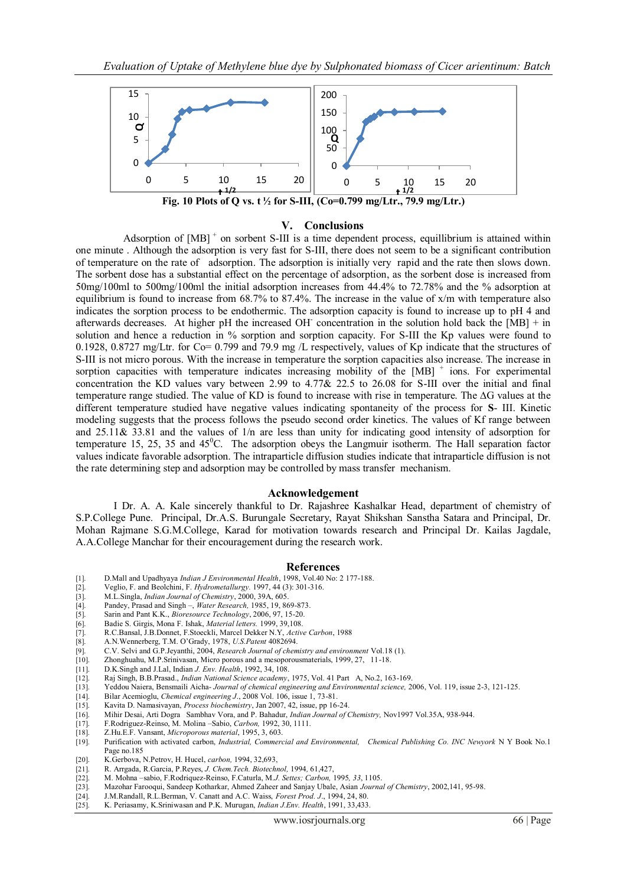15
10
Q
5
0
0 5 10 15 20
t 1/2

200
150
100
Q
50
0
0 5 10 15 20
t 1/2

**Fig. 10 Plots of Q vs. t ½ for S-III, (Co=0.799 mg/Ltr., 79.9 mg/Ltr.)**

## V. Conclusions

Adsorption of $[MB]^+$ on sorbent S-III is a time dependent process, equillibrium is attained within one minute . Although the adsorption is very fast for S-III, there does not seem to be a significant contribution of temperature on the rate of adsorption. The adsorption is initially very rapid and the rate then slows down. The sorbent dose has a substantial effect on the percentage of adsorption, as the sorbent dose is increased from 50mg/100ml to 500mg/100ml the initial adsorption increases from 44.4% to 72.78% and the % adsorption at equilibrium is found to increase from 68.7% to 87.4%. The increase in the value of x/m with temperature also indicates the sorption process to be endothermic. The adsorption capacity is found to increase up to pH 4 and afterwards decreases. At higher pH the increased $OH^-$ concentration in the solution hold back the [MB] + in solution and hence a reduction in % sorption and sorption capacity. For S-III the Kp values were found to 0.1928, 0.8727 mg/Ltr. for Co= 0.799 and 79.9 mg /L respectively, values of Kp indicate that the structures of S-III is not micro porous. With the increase in temperature the sorption capacities also increase. The increase in sorption capacities with temperature indicates increasing mobility of the $[MB]^+$ ions. For experimental concentration the KD values vary between 2.99 to 4.77& 22.5 to 26.08 for S-III over the initial and final temperature range studied. The value of KD is found to increase with rise in temperature. The ΔG values at the different temperature studied have negative values indicating spontaneity of the process for **S**- III. Kinetic modeling suggests that the process follows the pseudo second order kinetics. The values of Kf range between and 25.11& 33.81 and the values of 1/n are less than unity for indicating good intensity of adsorption for temperature 15, 25, 35 and $45^0$C. The adsorption obeys the Langmuir isotherm. The Hall separation factor values indicate favorable adsorption. The intraparticle diffusion studies indicate that intraparticle diffusion is not the rate determining step and adsorption may be controlled by mass transfer mechanism.

## Acknowledgement

I Dr. A. A. Kale sincerely thankful to Dr. Rajashree Kashalkar Head, department of chemistry of S.P.College Pune. Principal, Dr.A.S. Burungale Secretary, Rayat Shikshan Sanstha Satara and Principal, Dr. Mohan Rajmane S.G.M.College, Karad for motivation towards research and Principal Dr. Kailas Jagdale, A.A.College Manchar for their encouragement during the research work.

## References

[1]. D.Mall and Upadhyaya *Indian J Environmental Health*, 1998, Vol.40 No: 2 177-188.
[2]. Veglio, F. and Beolchini, F. *Hydrometallurgy.* 1997, 44 (3): 301-316.
[3]. M.L.Singla, *Indian Journal of Chemistry*, 2000, 39A, 605.
[4]. Pandey, Prasad and Singh –, *Water Research,* 1985, 19, 869-873.
[5]. Sarin and Pant K.K., *Bioresource Technology*, 2006, 97, 15-20.
[6]. Badie S. Girgis, Mona F. Ishak, *Material letters.* 1999, 39,108.
[7]. R.C.Bansal, J.B.Donnet, F.Stoeckli, Marcel Dekker N.Y, *Active Carbon*, 1988
[8]. A.N.Wennerberg, T.M. O'Grady, 1978, *U.S.Patent* 4082694.
[9]. C.V. Selvi and G.P.Jeyanthi, 2004, *Research Journal of chemistry and environment* Vol.18 (1).
[10]. Zhonghuahu, M.P.Srinivasan, Micro porous and a mesoporousmaterials, 1999, 27, 11-18.
[11]. D.K.Singh and J.Lal, Indian *J. Env. Health*, 1992, 34, 108.
[12]. Raj Singh, B.B.Prasad., *Indian National Science academy*, 1975, Vol. 41 Part A, No.2, 163-169.
[13]. Yeddou Naiera, Bensmaili Aicha- *Journal of chemical engineering and Environmental science,* 2006, Vol. 119, issue 2-3, 121-125.
[14]. Bilar Acemioglu, *Chemical engineering J*., 2008 Vol. 106, issue 1, 73-81.
[15]. Kavita D. Namasivayan, *Process biochemistry*, Jan 2007, 42, issue, pp 16-24.
[16]. Mihir Desai, Arti Dogra Sambhav Vora, and P. Bahadur, *Indian Journal of Chemistry,* Nov1997 Vol.35A, 938-944.
[17]. F.Rodriguez-Reinso, M. Molina –Sabio, *Carbon,* 1992, 30, 1111.
[18]. Z.Hu.E.F. Vansant, *Microporous material*, 1995, 3, 603.
[19]. Purification with activated carbon, *Industrial, Commercial and Environmental, Chemical Publishing Co. INC Newyork* N Y Book No.1 Page no.185
[20]. K.Gerbova, N.Petrov, H. Hucel, *carbon,* 1994, 32,693,
[21]. R. Arrgada, R.Garcia, P.Reyes, *J. Chem.Tech. Biotechnol,* 1994, 61,427,
[22]. M. Mohna –sabio, F.Rodriquez-Reinso, F.Caturla, M.*J. Settes; Carbon,* 1995, *33*, 1105.
[23]. Mazohar Farooqui, Sandeep Kotharkar, Ahmed Zaheer and Sanjay Ubale, Asian *Journal of Chemistry*, 2002,141, 95-98.
[24]. J.M.Randall, R.L.Berman, V. Canatt and A.C. Waiss, *Forest Prod. J*., 1994, 24, 80.
[25]. K. Periasamy, K.Sriniwasan and P.K. Murugan, *Indian J.Env. Health*, 1991, 33,433.